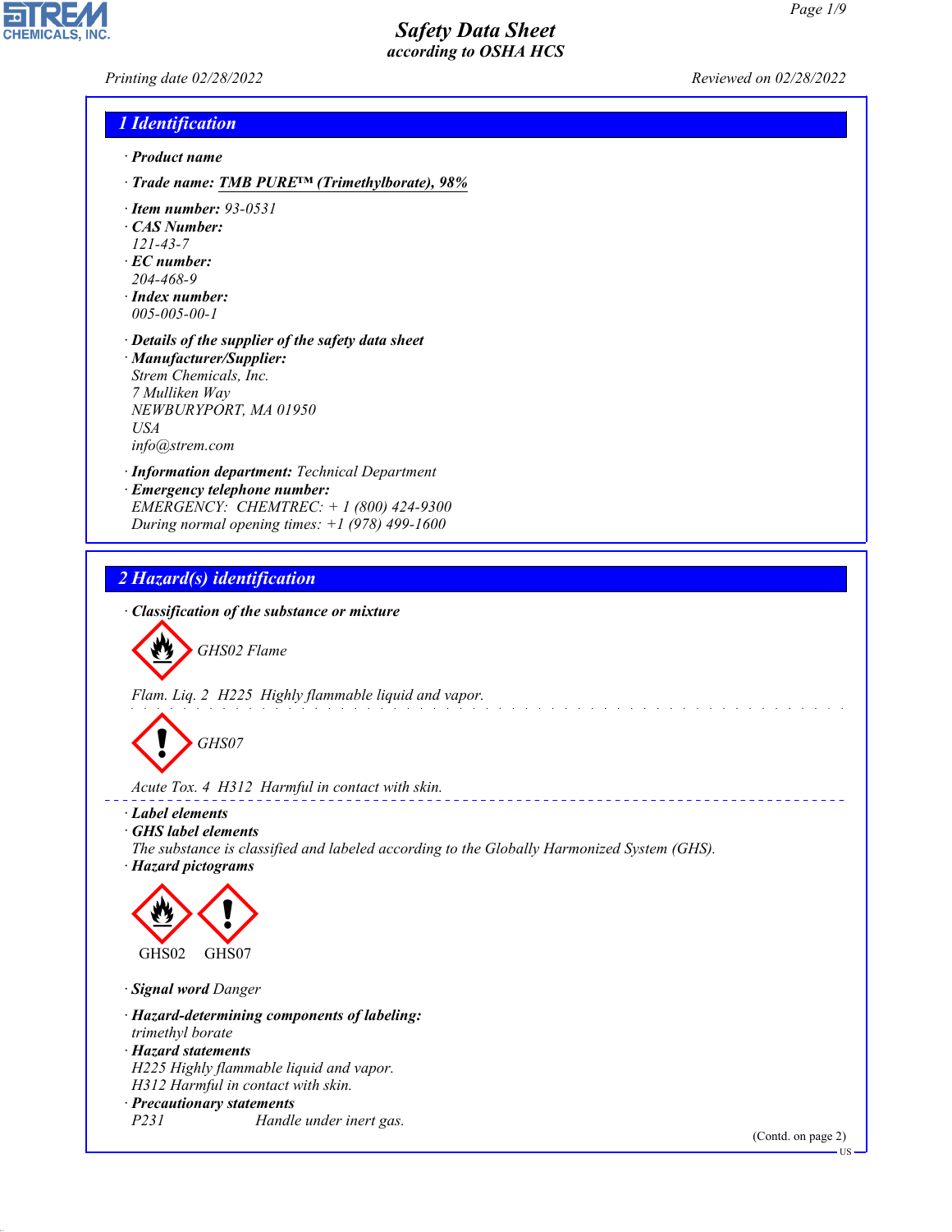# Safety Data Sheet
*according to OSHA HCS*

Printing date 02/28/2022 Reviewed on 02/28/2022

## 1 Identification

· **Product name**

· **Trade name: TMB PURE™ (Trimethylborate), 98%**

· **Item number:** 93-0531
· **CAS Number:**
121-43-7
· **EC number:**
204-468-9
· **Index number:**
005-005-00-1

· **Details of the supplier of the safety data sheet**
· **Manufacturer/Supplier:**
Strem Chemicals, Inc.
7 Mulliken Way
NEWBURYPORT, MA 01950
USA
info@strem.com

· **Information department:** Technical Department
· **Emergency telephone number:**
EMERGENCY: CHEMTREC: + 1 (800) 424-9300
During normal opening times: +1 (978) 499-1600

## 2 Hazard(s) identification

· **Classification of the substance or mixture**

GHS02 Flame

Flam. Liq. 2 H225 Highly flammable liquid and vapor.

GHS07

Acute Tox. 4 H312 Harmful in contact with skin.

· **Label elements**
· **GHS label elements**
The substance is classified and labeled according to the Globally Harmonized System (GHS).
· **Hazard pictograms**

GHS02 GHS07

· **Signal word** Danger

· **Hazard-determining components of labeling:**
trimethyl borate
· **Hazard statements**
H225 Highly flammable liquid and vapor.
H312 Harmful in contact with skin.
· **Precautionary statements**
P231 Handle under inert gas.

(Contd. on page 2)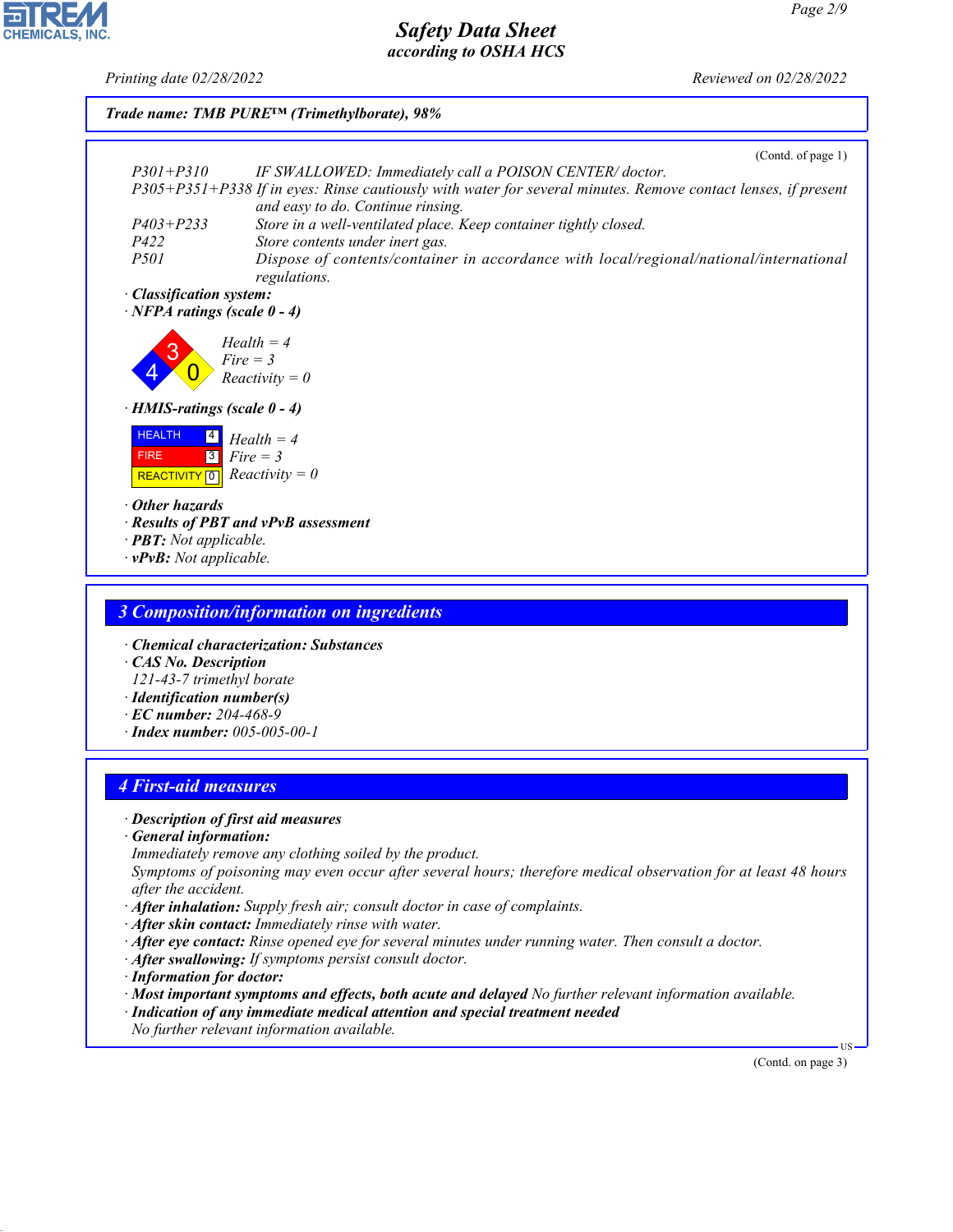**Trade name: TMB PURE™ (Trimethylborate), 98%**

(Contd. of page 1)

| | |
|---|---|
| P301+P310 | IF SWALLOWED: Immediately call a POISON CENTER/ doctor. |
| P305+P351+P338 | If in eyes: Rinse cautiously with water for several minutes. Remove contact lenses, if present and easy to do. Continue rinsing. |
| P403+P233 | Store in a well-ventilated place. Keep container tightly closed. |
| P422 | Store contents under inert gas. |
| P501 | Dispose of contents/container in accordance with local/regional/national/international regulations. |

· **Classification system:**

· **NFPA ratings (scale 0 - 4)**

Health = 4
Fire = 3
Reactivity = 0

· **HMIS-ratings (scale 0 - 4)**

| | |
|---|---|
| HEALTH | 4 |
| FIRE | 3 |
| REACTIVITY | 0 |

Health = 4
Fire = 3
Reactivity = 0

· **Other hazards**
· **Results of PBT and vPvB assessment**
· **PBT:** Not applicable.
· **vPvB:** Not applicable.

## 3 Composition/information on ingredients

· **Chemical characterization: Substances**
· **CAS No. Description**
121-43-7 trimethyl borate
· **Identification number(s)**
· **EC number:** 204-468-9
· **Index number:** 005-005-00-1

## 4 First-aid measures

· **Description of first aid measures**
· **General information:**
Immediately remove any clothing soiled by the product.
Symptoms of poisoning may even occur after several hours; therefore medical observation for at least 48 hours after the accident.
· **After inhalation:** Supply fresh air; consult doctor in case of complaints.
· **After skin contact:** Immediately rinse with water.
· **After eye contact:** Rinse opened eye for several minutes under running water. Then consult a doctor.
· **After swallowing:** If symptoms persist consult doctor.
· **Information for doctor:**
· **Most important symptoms and effects, both acute and delayed** No further relevant information available.
· **Indication of any immediate medical attention and special treatment needed**
No further relevant information available.

(Contd. on page 3)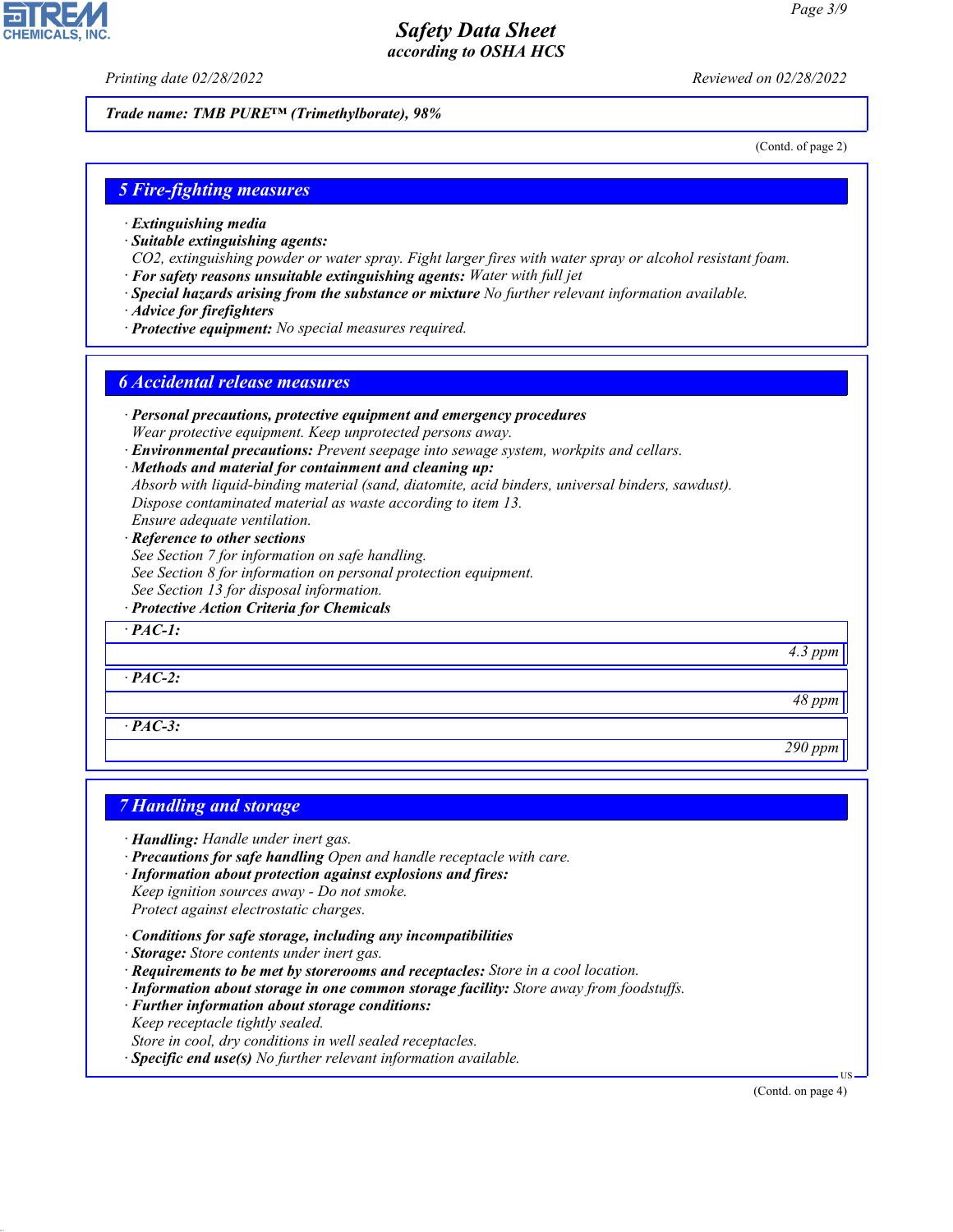**Trade name: TMB PURE™ (Trimethylborate), 98%**

(Contd. of page 2)

## 5 Fire-fighting measures

· **Extinguishing media**
· **Suitable extinguishing agents:**
CO2, extinguishing powder or water spray. Fight larger fires with water spray or alcohol resistant foam.
· **For safety reasons unsuitable extinguishing agents:** Water with full jet
· **Special hazards arising from the substance or mixture** No further relevant information available.
· **Advice for firefighters**
· **Protective equipment:** No special measures required.

## 6 Accidental release measures

· **Personal precautions, protective equipment and emergency procedures**
Wear protective equipment. Keep unprotected persons away.
· **Environmental precautions:** Prevent seepage into sewage system, workpits and cellars.
· **Methods and material for containment and cleaning up:**
Absorb with liquid-binding material (sand, diatomite, acid binders, universal binders, sawdust).
Dispose contaminated material as waste according to item 13.
Ensure adequate ventilation.
· **Reference to other sections**
See Section 7 for information on safe handling.
See Section 8 for information on personal protection equipment.
See Section 13 for disposal information.
· **Protective Action Criteria for Chemicals**

| · PAC-1: |
|---|
| 4.3 ppm |
| · PAC-2: |
| 48 ppm |
| · PAC-3: |
| 290 ppm |

## 7 Handling and storage

· **Handling:** Handle under inert gas.
· **Precautions for safe handling** Open and handle receptacle with care.
· **Information about protection against explosions and fires:**
Keep ignition sources away - Do not smoke.
Protect against electrostatic charges.

· **Conditions for safe storage, including any incompatibilities**
· **Storage:** Store contents under inert gas.
· **Requirements to be met by storerooms and receptacles:** Store in a cool location.
· **Information about storage in one common storage facility:** Store away from foodstuffs.
· **Further information about storage conditions:**
Keep receptacle tightly sealed.
Store in cool, dry conditions in well sealed receptacles.
· **Specific end use(s)** No further relevant information available.

(Contd. on page 4)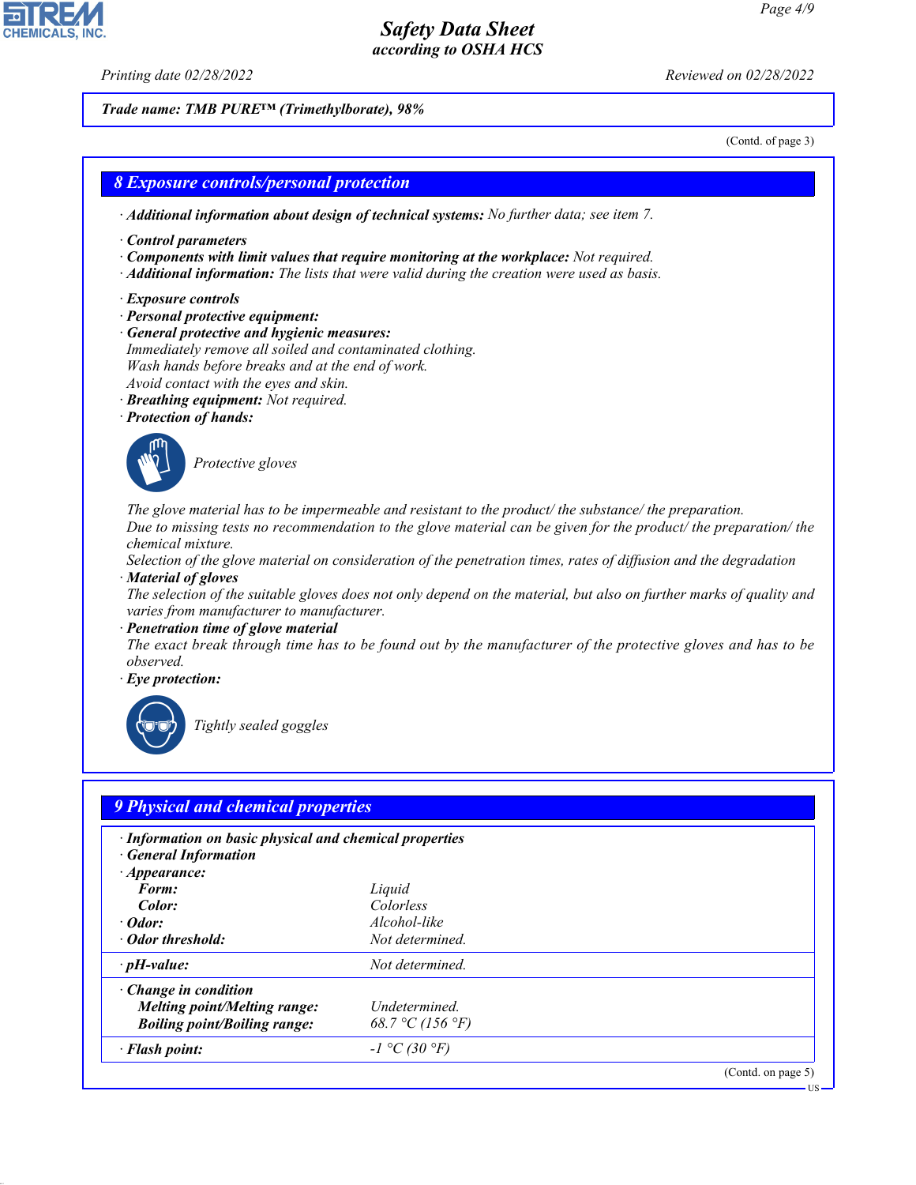*Safety Data Sheet*
*according to OSHA HCS*

Printing date 02/28/2022 Reviewed on 02/28/2022

**Trade name: TMB PURE™ (Trimethylborate), 98%**

(Contd. of page 3)

## 8 Exposure controls/personal protection

· **Additional information about design of technical systems:** No further data; see item 7.

· **Control parameters**
· **Components with limit values that require monitoring at the workplace:** Not required.
· **Additional information:** The lists that were valid during the creation were used as basis.

· **Exposure controls**
· **Personal protective equipment:**
· **General protective and hygienic measures:**
Immediately remove all soiled and contaminated clothing.
Wash hands before breaks and at the end of work.
Avoid contact with the eyes and skin.
· **Breathing equipment:** Not required.
· **Protection of hands:**

Protective gloves

The glove material has to be impermeable and resistant to the product/ the substance/ the preparation.
Due to missing tests no recommendation to the glove material can be given for the product/ the preparation/ the chemical mixture.
Selection of the glove material on consideration of the penetration times, rates of diffusion and the degradation
· **Material of gloves**
The selection of the suitable gloves does not only depend on the material, but also on further marks of quality and varies from manufacturer to manufacturer.
· **Penetration time of glove material**
The exact break through time has to be found out by the manufacturer of the protective gloves and has to be observed.
· **Eye protection:**

Tightly sealed goggles

## 9 Physical and chemical properties

| | |
|---|---|
| · **Information on basic physical and chemical properties** | |
| · **General Information** | |
| · **Appearance:** | |
| **Form:** | Liquid |
| **Color:** | Colorless |
| · **Odor:** | Alcohol-like |
| · **Odor threshold:** | Not determined. |
| · **pH-value:** | Not determined. |
| · **Change in condition** | |
| **Melting point/Melting range:** | Undetermined. |
| **Boiling point/Boiling range:** | 68.7 °C (156 °F) |
| · **Flash point:** | -1 °C (30 °F) |

(Contd. on page 5)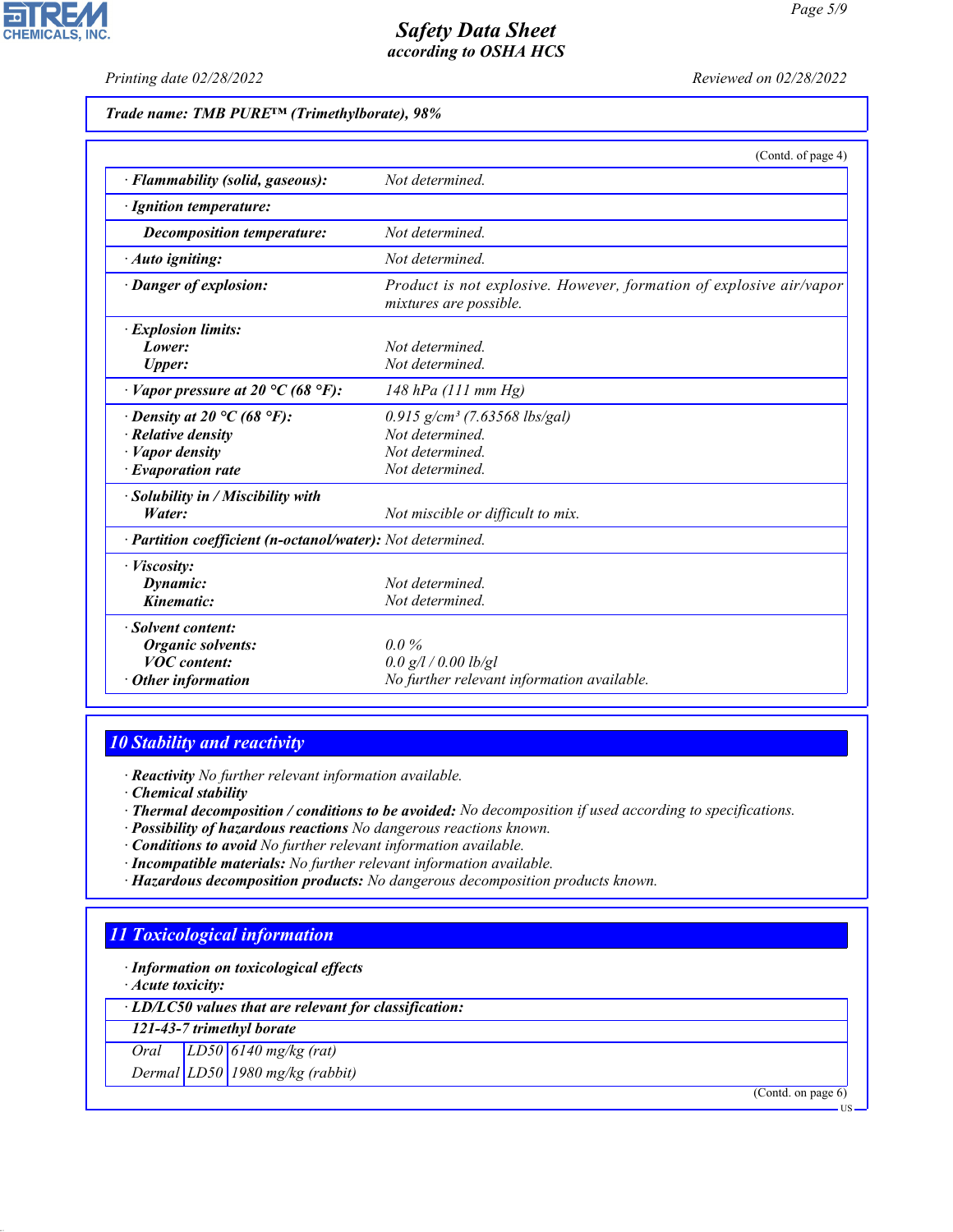**Trade name: TMB PURE™ (Trimethylborate), 98%**

(Contd. of page 4)

| | |
|---|---|
| · **Flammability (solid, gaseous):** | Not determined. |
| · **Ignition temperature:** | |
| **Decomposition temperature:** | Not determined. |
| · **Auto igniting:** | Not determined. |
| · **Danger of explosion:** | Product is not explosive. However, formation of explosive air/vapor mixtures are possible. |
| · **Explosion limits:** | |
| **Lower:** | Not determined. |
| **Upper:** | Not determined. |
| · **Vapor pressure at 20 °C (68 °F):** | 148 hPa (111 mm Hg) |
| · **Density at 20 °C (68 °F):** | 0.915 g/cm³ (7.63568 lbs/gal) |
| · **Relative density** | Not determined. |
| · **Vapor density** | Not determined. |
| · **Evaporation rate** | Not determined. |
| · **Solubility in / Miscibility with** | |
| **Water:** | Not miscible or difficult to mix. |
| · **Partition coefficient (n-octanol/water):** | Not determined. |
| · **Viscosity:** | |
| **Dynamic:** | Not determined. |
| **Kinematic:** | Not determined. |
| · **Solvent content:** | |
| **Organic solvents:** | 0.0 % |
| **VOC content:** | 0.0 g/l / 0.00 lb/gl |
| · **Other information** | No further relevant information available. |

## 10 Stability and reactivity

· **Reactivity** No further relevant information available.
· **Chemical stability**
· **Thermal decomposition / conditions to be avoided:** No decomposition if used according to specifications.
· **Possibility of hazardous reactions** No dangerous reactions known.
· **Conditions to avoid** No further relevant information available.
· **Incompatible materials:** No further relevant information available.
· **Hazardous decomposition products:** No dangerous decomposition products known.

## 11 Toxicological information

· **Information on toxicological effects**
· **Acute toxicity:**

| · **LD/LC50 values that are relevant for classification:** | | |
|---|---|---|
| **121-43-7 trimethyl borate** | | |
| Oral | LD50 | 6140 mg/kg (rat) |
| Dermal | LD50 | 1980 mg/kg (rabbit) |

(Contd. on page 6)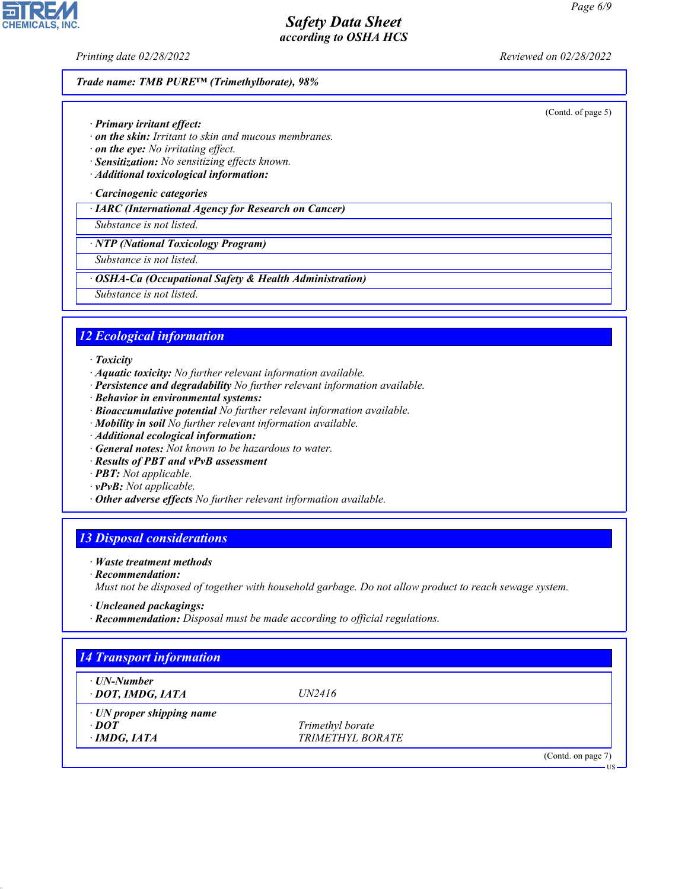**Trade name: TMB PURE™ (Trimethylborate), 98%**

(Contd. of page 5)

· **Primary irritant effect:**
· **on the skin:** Irritant to skin and mucous membranes.
· **on the eye:** No irritating effect.
· **Sensitization:** No sensitizing effects known.
· **Additional toxicological information:**

· **Carcinogenic categories**

| · IARC (International Agency for Research on Cancer) |
|---|
| Substance is not listed. |

| · NTP (National Toxicology Program) |
|---|
| Substance is not listed. |

| · OSHA-Ca (Occupational Safety & Health Administration) |
|---|
| Substance is not listed. |

## 12 Ecological information

· **Toxicity**
· **Aquatic toxicity:** No further relevant information available.
· **Persistence and degradability** No further relevant information available.
· **Behavior in environmental systems:**
· **Bioaccumulative potential** No further relevant information available.
· **Mobility in soil** No further relevant information available.
· **Additional ecological information:**
· **General notes:** Not known to be hazardous to water.
· **Results of PBT and vPvB assessment**
· **PBT:** Not applicable.
· **vPvB:** Not applicable.
· **Other adverse effects** No further relevant information available.

## 13 Disposal considerations

· **Waste treatment methods**
· **Recommendation:**
Must not be disposed of together with household garbage. Do not allow product to reach sewage system.

· **Uncleaned packagings:**
· **Recommendation:** Disposal must be made according to official regulations.

## 14 Transport information

| · UN-Number | |
|---|---|
| · DOT, IMDG, IATA | UN2416 |
| · UN proper shipping name | |
| · DOT | Trimethyl borate |
| · IMDG, IATA | TRIMETHYL BORATE |

(Contd. on page 7)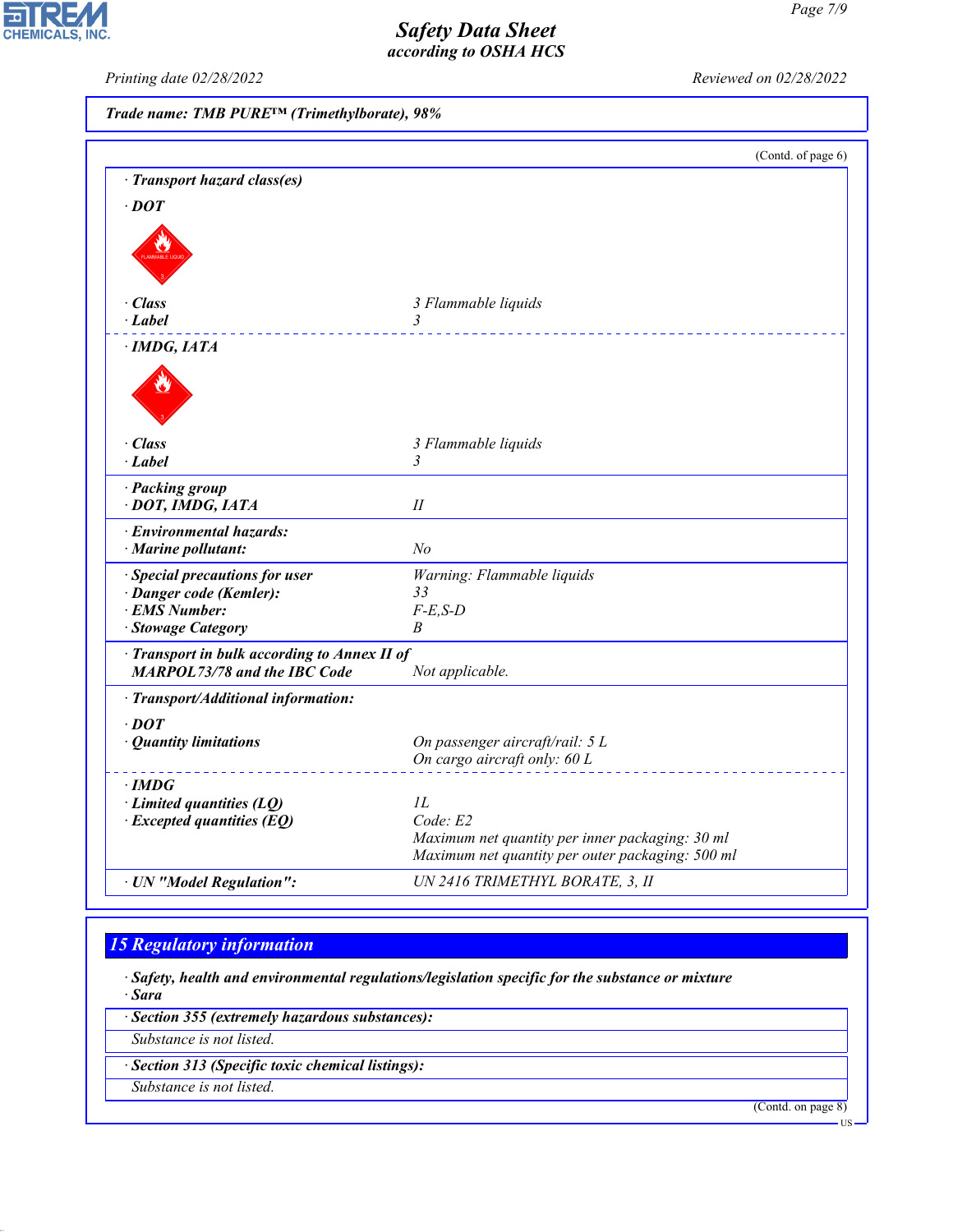Trade name: TMB PURE™ (Trimethylborate), 98%

(Contd. of page 6)

· **Transport hazard class(es)**

· **DOT**

| | |
|---|---|
| · **Class** | 3 Flammable liquids |
| · **Label** | 3 |

· **IMDG, IATA**

| | |
|---|---|
| · **Class** | 3 Flammable liquids |
| · **Label** | 3 |
| · **Packing group** | |
| · **DOT, IMDG, IATA** | II |
| · **Environmental hazards:** | |
| · **Marine pollutant:** | No |
| · **Special precautions for user** | Warning: Flammable liquids |
| · **Danger code (Kemler):** | 33 |
| · **EMS Number:** | F-E,S-D |
| · **Stowage Category** | B |
| · **Transport in bulk according to Annex II of MARPOL73/78 and the IBC Code** | Not applicable. |

· **Transport/Additional information:**

| | |
|---|---|
| · **DOT** | |
| · **Quantity limitations** | On passenger aircraft/rail: 5 L<br>On cargo aircraft only: 60 L |
| · **IMDG** | |
| · **Limited quantities (LQ)** | 1L |
| · **Excepted quantities (EQ)** | Code: E2<br>Maximum net quantity per inner packaging: 30 ml<br>Maximum net quantity per outer packaging: 500 ml |
| · **UN "Model Regulation":** | UN 2416 TRIMETHYL BORATE, 3, II |

## 15 Regulatory information

· **Safety, health and environmental regulations/legislation specific for the substance or mixture**

· **Sara**

· **Section 355 (extremely hazardous substances):**

Substance is not listed.

· **Section 313 (Specific toxic chemical listings):**

Substance is not listed.

(Contd. on page 8)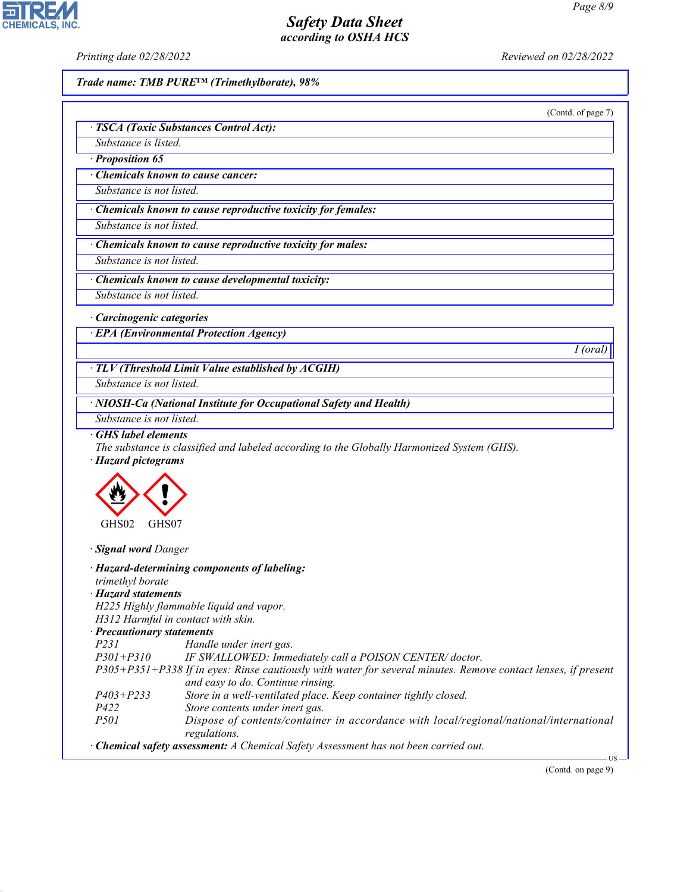**Trade name: TMB PURE™ (Trimethylborate), 98%**

(Contd. of page 7)

**· TSCA (Toxic Substances Control Act):**

Substance is listed.

**· Proposition 65**

**· Chemicals known to cause cancer:**

Substance is not listed.

**· Chemicals known to cause reproductive toxicity for females:**

Substance is not listed.

**· Chemicals known to cause reproductive toxicity for males:**

Substance is not listed.

**· Chemicals known to cause developmental toxicity:**

Substance is not listed.

**· Carcinogenic categories**

**· EPA (Environmental Protection Agency)**

I (oral)

**· TLV (Threshold Limit Value established by ACGIH)**

Substance is not listed.

**· NIOSH-Ca (National Institute for Occupational Safety and Health)**

Substance is not listed.

**· GHS label elements**

The substance is classified and labeled according to the Globally Harmonized System (GHS).

**· Hazard pictograms**

GHS02 GHS07

**· Signal word** Danger

**· Hazard-determining components of labeling:**

trimethyl borate

**· Hazard statements**

H225 Highly flammable liquid and vapor.

H312 Harmful in contact with skin.

**· Precautionary statements**

| | |
|---|---|
| P231 | Handle under inert gas. |
| P301+P310 | IF SWALLOWED: Immediately call a POISON CENTER/ doctor. |
| P305+P351+P338 | If in eyes: Rinse cautiously with water for several minutes. Remove contact lenses, if present and easy to do. Continue rinsing. |
| P403+P233 | Store in a well-ventilated place. Keep container tightly closed. |
| P422 | Store contents under inert gas. |
| P501 | Dispose of contents/container in accordance with local/regional/national/international regulations. |

**· Chemical safety assessment:** A Chemical Safety Assessment has not been carried out.

(Contd. on page 9)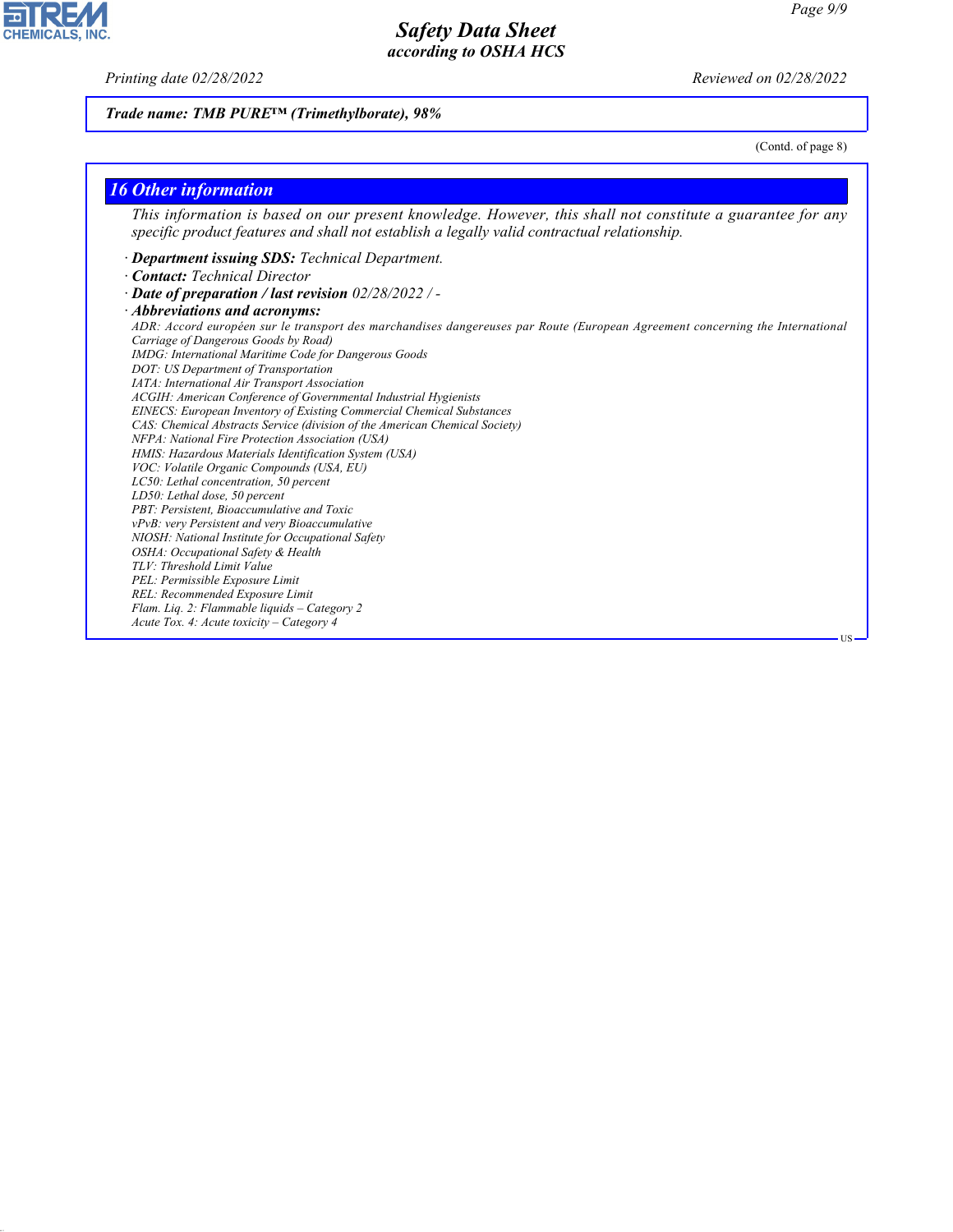(Contd. of page 8)

## 16 Other information

*This information is based on our present knowledge. However, this shall not constitute a guarantee for any specific product features and shall not establish a legally valid contractual relationship.*

- ***Department issuing SDS:*** *Technical Department.*
- ***Contact:*** *Technical Director*
- ***Date of preparation / last revision*** *02/28/2022 / -*
- ***Abbreviations and acronyms:***

*ADR: Accord européen sur le transport des marchandises dangereuses par Route (European Agreement concerning the International Carriage of Dangerous Goods by Road)*
*IMDG: International Maritime Code for Dangerous Goods*
*DOT: US Department of Transportation*
*IATA: International Air Transport Association*
*ACGIH: American Conference of Governmental Industrial Hygienists*
*EINECS: European Inventory of Existing Commercial Chemical Substances*
*CAS: Chemical Abstracts Service (division of the American Chemical Society)*
*NFPA: National Fire Protection Association (USA)*
*HMIS: Hazardous Materials Identification System (USA)*
*VOC: Volatile Organic Compounds (USA, EU)*
*LC50: Lethal concentration, 50 percent*
*LD50: Lethal dose, 50 percent*
*PBT: Persistent, Bioaccumulative and Toxic*
*vPvB: very Persistent and very Bioaccumulative*
*NIOSH: National Institute for Occupational Safety*
*OSHA: Occupational Safety & Health*
*TLV: Threshold Limit Value*
*PEL: Permissible Exposure Limit*
*REL: Recommended Exposure Limit*
*Flam. Liq. 2: Flammable liquids – Category 2*
*Acute Tox. 4: Acute toxicity – Category 4*

US